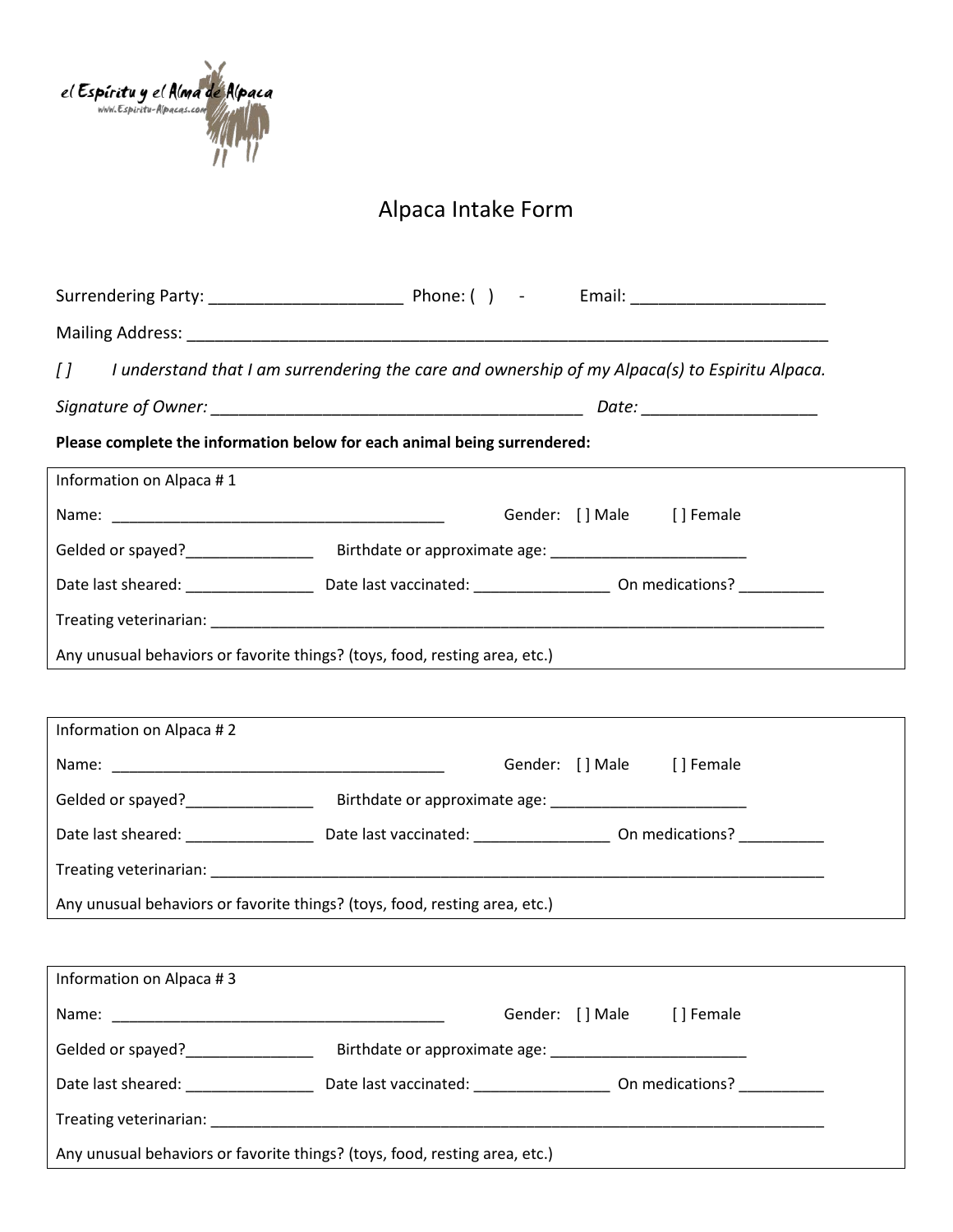el Espíritu y el Alma de Alpaca
www.Espiritu-Alpacas.com

# Alpaca Intake Form

Surrendering Party: ______________________ Phone: ( ) - Email: ______________________

Mailing Address: ___________________________________________________________________________

*[ ] I understand that I am surrendering the care and ownership of my Alpaca(s) to Espiritu Alpaca.*

*Signature of Owner:* __________________________________________ *Date:* ____________________

**Please complete the information below for each animal being surrendered:**

Information on Alpaca # 1

Name: _________________________________________ Gender: [ ] Male [ ] Female

Gelded or spayed?_______________ Birthdate or approximate age: ________________________

Date last sheared: _______________ Date last vaccinated: ________________ On medications? __________

Treating veterinarian: ______________________________________________________________________________

Any unusual behaviors or favorite things? (toys, food, resting area, etc.)

Information on Alpaca # 2

Name: _________________________________________ Gender: [ ] Male [ ] Female

Gelded or spayed?_______________ Birthdate or approximate age: ________________________

Date last sheared: _______________ Date last vaccinated: ________________ On medications? __________

Treating veterinarian: ______________________________________________________________________________

Any unusual behaviors or favorite things? (toys, food, resting area, etc.)

Information on Alpaca # 3

Name: _________________________________________ Gender: [ ] Male [ ] Female

Gelded or spayed?_______________ Birthdate or approximate age: ________________________

Date last sheared: _______________ Date last vaccinated: ________________ On medications? __________

Treating veterinarian: ______________________________________________________________________________

Any unusual behaviors or favorite things? (toys, food, resting area, etc.)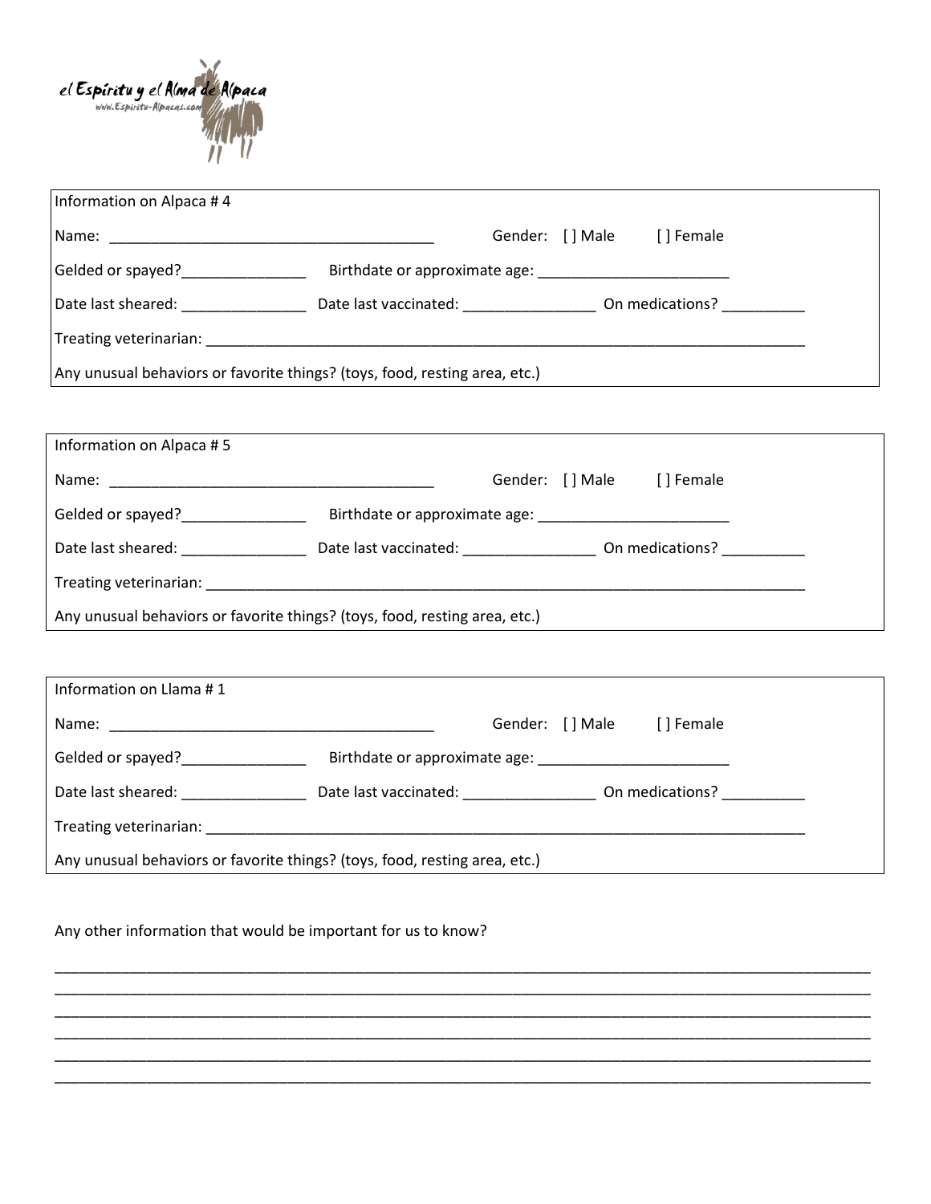el Espíritu y el Alma de Alpaca
www.Espiritu-Alpacas.com

Information on Alpaca # 4

Name: ________________________________________ Gender: [ ] Male [ ] Female

Gelded or spayed?_______________ Birthdate or approximate age: _______________________

Date last sheared: _______________ Date last vaccinated: ________________ On medications? __________

Treating veterinarian: ___________________________________________________________________________

Any unusual behaviors or favorite things? (toys, food, resting area, etc.)

Information on Alpaca # 5

Name: ________________________________________ Gender: [ ] Male [ ] Female

Gelded or spayed?_______________ Birthdate or approximate age: _______________________

Date last sheared: _______________ Date last vaccinated: ________________ On medications? __________

Treating veterinarian: ___________________________________________________________________________

Any unusual behaviors or favorite things? (toys, food, resting area, etc.)

Information on Llama # 1

Name: ________________________________________ Gender: [ ] Male [ ] Female

Gelded or spayed?_______________ Birthdate or approximate age: _______________________

Date last sheared: _______________ Date last vaccinated: ________________ On medications? __________

Treating veterinarian: ___________________________________________________________________________

Any unusual behaviors or favorite things? (toys, food, resting area, etc.)

Any other information that would be important for us to know?

______________________________________________________________________________________________
______________________________________________________________________________________________
______________________________________________________________________________________________
______________________________________________________________________________________________
______________________________________________________________________________________________
______________________________________________________________________________________________